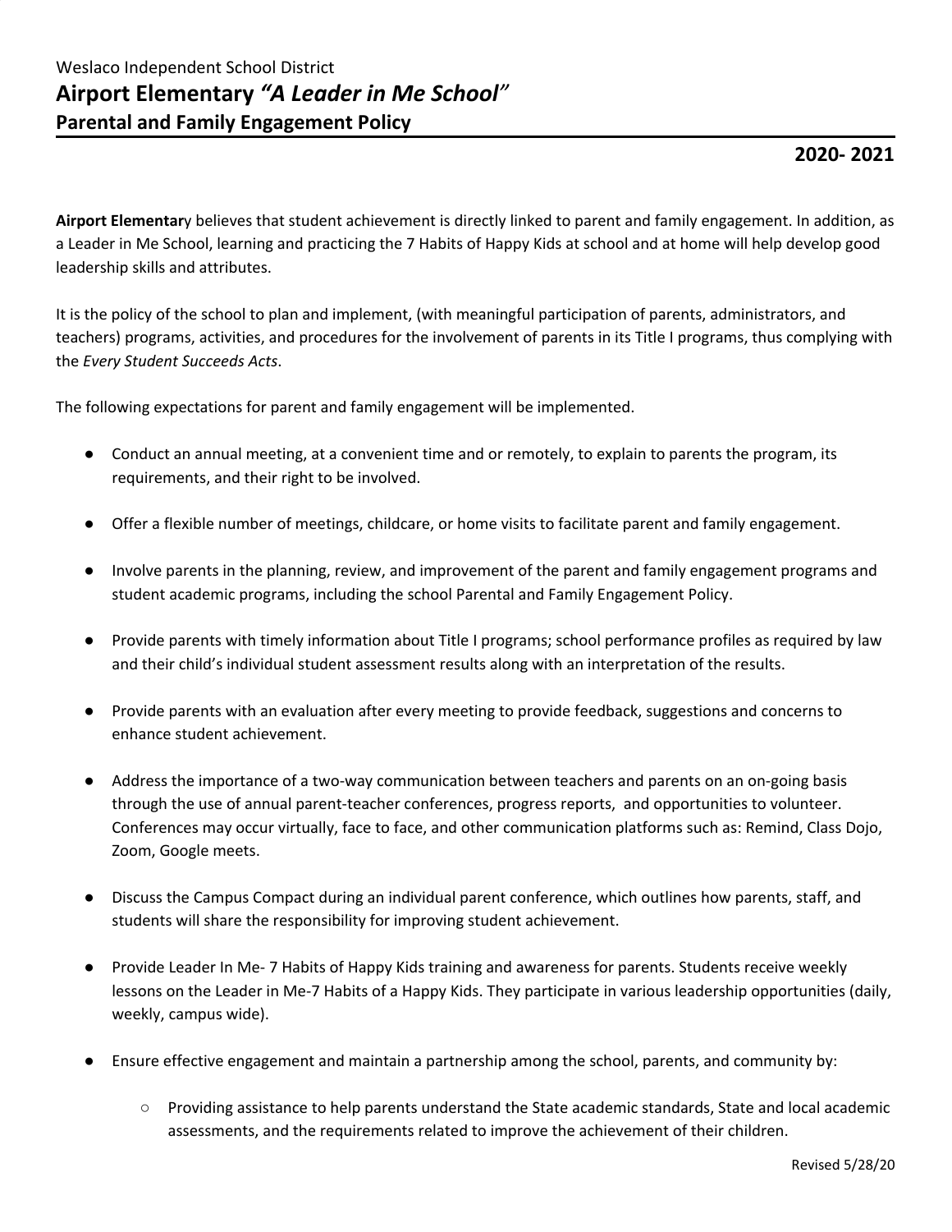Weslaco Independent School District

# Airport Elementary *"A Leader in Me School"*

## Parental and Family Engagement Policy

**2020- 2021**

**Airport Elementar**y believes that student achievement is directly linked to parent and family engagement. In addition, as a Leader in Me School, learning and practicing the 7 Habits of Happy Kids at school and at home will help develop good leadership skills and attributes.

It is the policy of the school to plan and implement, (with meaningful participation of parents, administrators, and teachers) programs, activities, and procedures for the involvement of parents in its Title I programs, thus complying with the *Every Student Succeeds Acts*.

The following expectations for parent and family engagement will be implemented.

- Conduct an annual meeting, at a convenient time and or remotely, to explain to parents the program, its requirements, and their right to be involved.
- Offer a flexible number of meetings, childcare, or home visits to facilitate parent and family engagement.
- Involve parents in the planning, review, and improvement of the parent and family engagement programs and student academic programs, including the school Parental and Family Engagement Policy.
- Provide parents with timely information about Title I programs; school performance profiles as required by law and their child's individual student assessment results along with an interpretation of the results.
- Provide parents with an evaluation after every meeting to provide feedback, suggestions and concerns to enhance student achievement.
- Address the importance of a two-way communication between teachers and parents on an on-going basis through the use of annual parent-teacher conferences, progress reports, and opportunities to volunteer. Conferences may occur virtually, face to face, and other communication platforms such as: Remind, Class Dojo, Zoom, Google meets.
- Discuss the Campus Compact during an individual parent conference, which outlines how parents, staff, and students will share the responsibility for improving student achievement.
- Provide Leader In Me- 7 Habits of Happy Kids training and awareness for parents. Students receive weekly lessons on the Leader in Me-7 Habits of a Happy Kids. They participate in various leadership opportunities (daily, weekly, campus wide).
- Ensure effective engagement and maintain a partnership among the school, parents, and community by:
  - Providing assistance to help parents understand the State academic standards, State and local academic assessments, and the requirements related to improve the achievement of their children.

Revised 5/28/20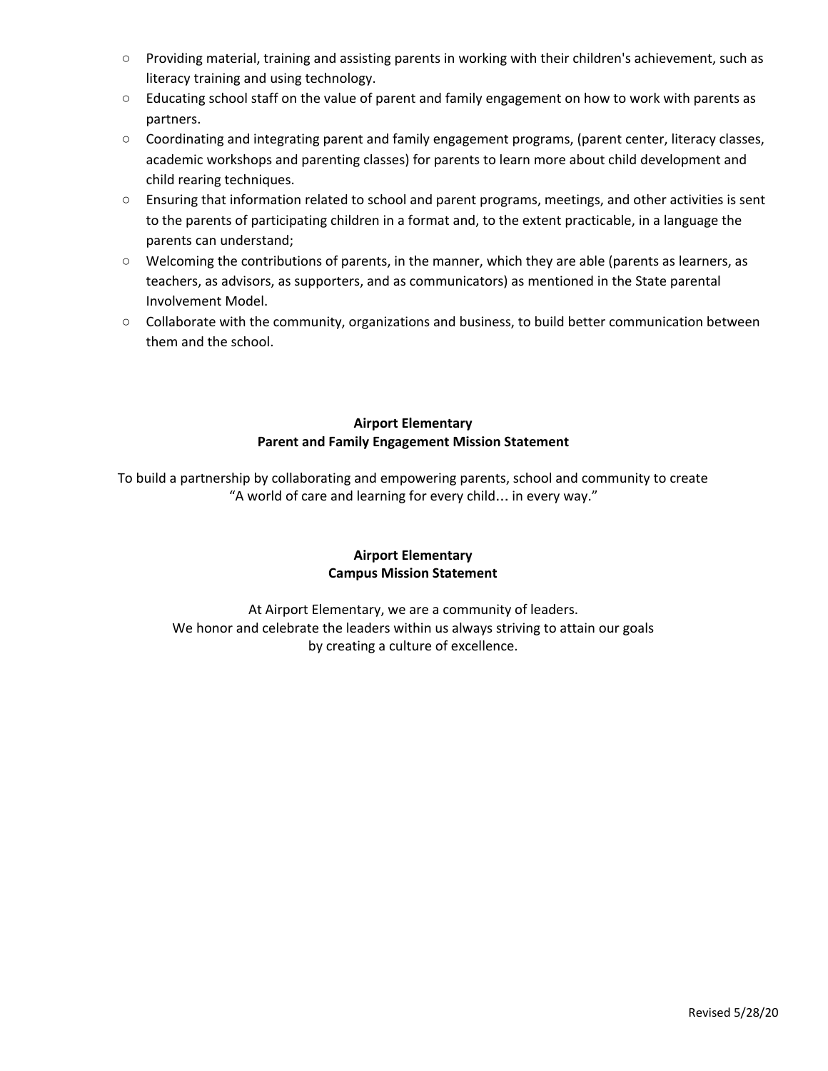- Providing material, training and assisting parents in working with their children's achievement, such as literacy training and using technology.
- Educating school staff on the value of parent and family engagement on how to work with parents as partners.
- Coordinating and integrating parent and family engagement programs, (parent center, literacy classes, academic workshops and parenting classes) for parents to learn more about child development and child rearing techniques.
- Ensuring that information related to school and parent programs, meetings, and other activities is sent to the parents of participating children in a format and, to the extent practicable, in a language the parents can understand;
- Welcoming the contributions of parents, in the manner, which they are able (parents as learners, as teachers, as advisors, as supporters, and as communicators) as mentioned in the State parental Involvement Model.
- Collaborate with the community, organizations and business, to build better communication between them and the school.

**Airport Elementary**
**Parent and Family Engagement Mission Statement**

To build a partnership by collaborating and empowering parents, school and community to create "A world of care and learning for every child… in every way."

**Airport Elementary**
**Campus Mission Statement**

At Airport Elementary, we are a community of leaders.
We honor and celebrate the leaders within us always striving to attain our goals by creating a culture of excellence.

Revised 5/28/20